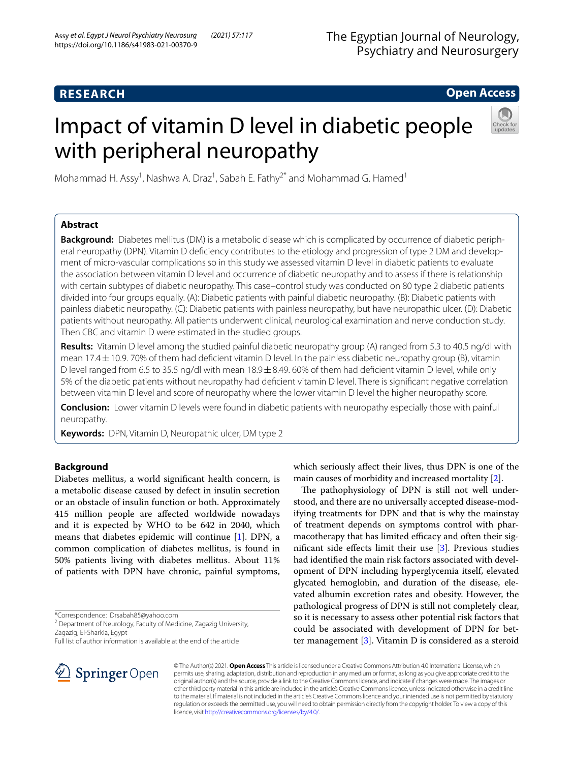**RESEARCH** **Open Access**

# Impact of vitamin D level in diabetic people with peripheral neuropathy

Mohammad H. Assy[1], Nashwa A. Draz[1], Sabah E. Fathy[2*] and Mohammad G. Hamed[1]

## Abstract

**Background:** Diabetes mellitus (DM) is a metabolic disease which is complicated by occurrence of diabetic peripheral neuropathy (DPN). Vitamin D deficiency contributes to the etiology and progression of type 2 DM and development of micro-vascular complications so in this study we assessed vitamin D level in diabetic patients to evaluate the association between vitamin D level and occurrence of diabetic neuropathy and to assess if there is relationship with certain subtypes of diabetic neuropathy. This case–control study was conducted on 80 type 2 diabetic patients divided into four groups equally. (A): Diabetic patients with painful diabetic neuropathy. (B): Diabetic patients with painless diabetic neuropathy. (C): Diabetic patients with painless neuropathy, but have neuropathic ulcer. (D): Diabetic patients without neuropathy. All patients underwent clinical, neurological examination and nerve conduction study. Then CBC and vitamin D were estimated in the studied groups.

**Results:** Vitamin D level among the studied painful diabetic neuropathy group (A) ranged from 5.3 to 40.5 ng/dl with mean $17.4 \pm 10.9$. 70% of them had deficient vitamin D level. In the painless diabetic neuropathy group (B), vitamin D level ranged from 6.5 to 35.5 ng/dl with mean $18.9 \pm 8.49$. 60% of them had deficient vitamin D level, while only 5% of the diabetic patients without neuropathy had deficient vitamin D level. There is significant negative correlation between vitamin D level and score of neuropathy where the lower vitamin D level the higher neuropathy score.

**Conclusion:** Lower vitamin D levels were found in diabetic patients with neuropathy especially those with painful neuropathy.

**Keywords:** DPN, Vitamin D, Neuropathic ulcer, DM type 2

## Background

Diabetes mellitus, a world significant health concern, is a metabolic disease caused by defect in insulin secretion or an obstacle of insulin function or both. Approximately 415 million people are affected worldwide nowadays and it is expected by WHO to be 642 in 2040, which means that diabetes epidemic will continue [1]. DPN, a common complication of diabetes mellitus, is found in 50% patients living with diabetes mellitus. About 11% of patients with DPN have chronic, painful symptoms, which seriously affect their lives, thus DPN is one of the main causes of morbidity and increased mortality [2].

The pathophysiology of DPN is still not well understood, and there are no universally accepted disease-modifying treatments for DPN and that is why the mainstay of treatment depends on symptoms control with pharmacotherapy that has limited efficacy and often their significant side effects limit their use [3]. Previous studies had identified the main risk factors associated with development of DPN including hyperglycemia itself, elevated glycated hemoglobin, and duration of the disease, elevated albumin excretion rates and obesity. However, the pathological progress of DPN is still not completely clear, so it is necessary to assess other potential risk factors that could be associated with development of DPN for better management [3]. Vitamin D is considered as a steroid

*Correspondence: Drsabah85@yahoo.com
[2] Department of Neurology, Faculty of Medicine, Zagazig University, Zagazig, El-Sharkia, Egypt
Full list of author information is available at the end of the article

© The Author(s) 2021. **Open Access** This article is licensed under a Creative Commons Attribution 4.0 International License, which permits use, sharing, adaptation, distribution and reproduction in any medium or format, as long as you give appropriate credit to the original author(s) and the source, provide a link to the Creative Commons licence, and indicate if changes were made. The images or other third party material in this article are included in the article's Creative Commons licence, unless indicated otherwise in a credit line to the material. If material is not included in the article's Creative Commons licence and your intended use is not permitted by statutory regulation or exceeds the permitted use, you will need to obtain permission directly from the copyright holder. To view a copy of this licence, visit http://creativecommons.org/licenses/by/4.0/.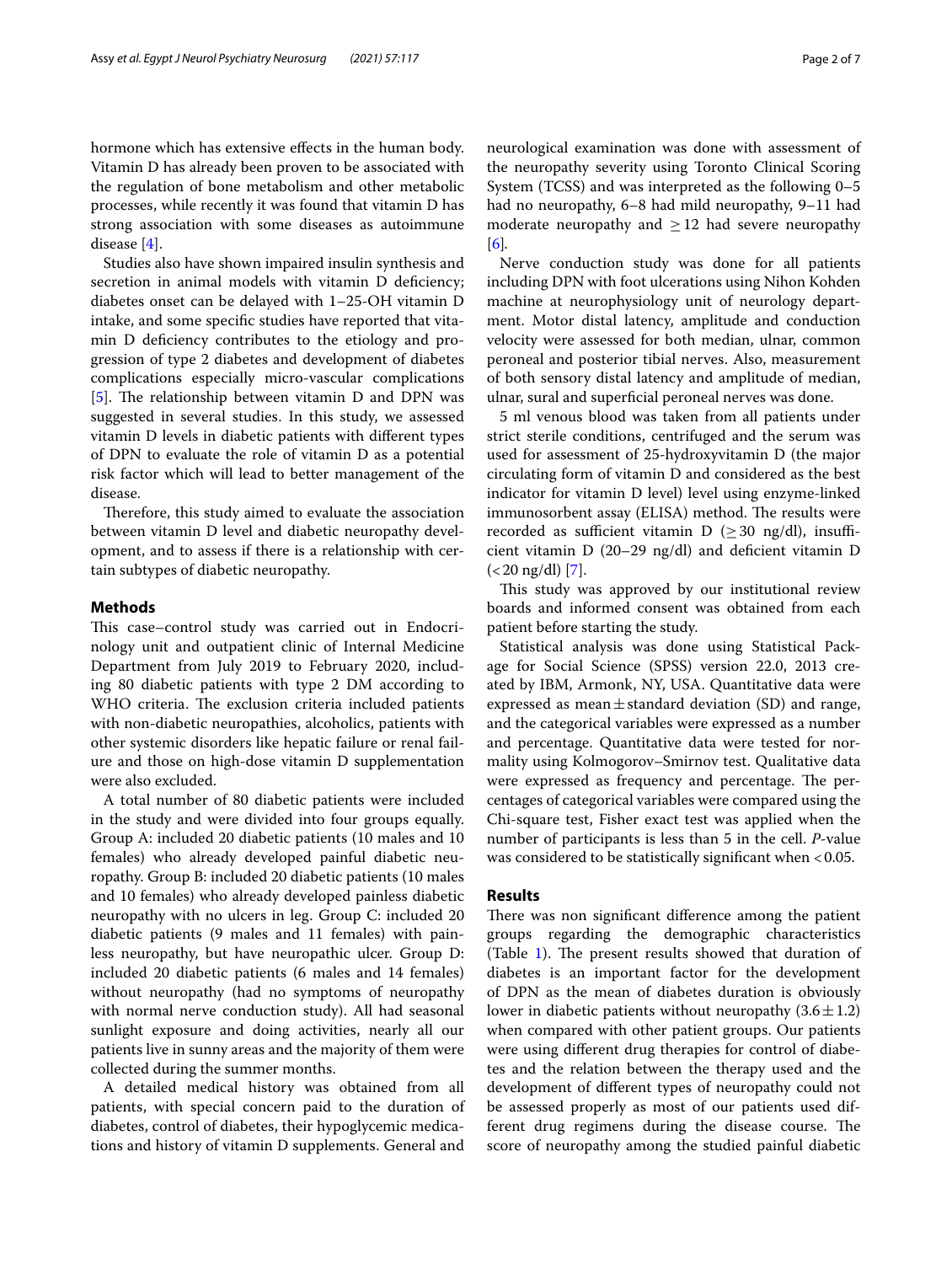hormone which has extensive effects in the human body. Vitamin D has already been proven to be associated with the regulation of bone metabolism and other metabolic processes, while recently it was found that vitamin D has strong association with some diseases as autoimmune disease [4].

Studies also have shown impaired insulin synthesis and secretion in animal models with vitamin D deficiency; diabetes onset can be delayed with 1–25-OH vitamin D intake, and some specific studies have reported that vitamin D deficiency contributes to the etiology and progression of type 2 diabetes and development of diabetes complications especially micro-vascular complications [5]. The relationship between vitamin D and DPN was suggested in several studies. In this study, we assessed vitamin D levels in diabetic patients with different types of DPN to evaluate the role of vitamin D as a potential risk factor which will lead to better management of the disease.

Therefore, this study aimed to evaluate the association between vitamin D level and diabetic neuropathy development, and to assess if there is a relationship with certain subtypes of diabetic neuropathy.

## Methods

This case–control study was carried out in Endocrinology unit and outpatient clinic of Internal Medicine Department from July 2019 to February 2020, including 80 diabetic patients with type 2 DM according to WHO criteria. The exclusion criteria included patients with non-diabetic neuropathies, alcoholics, patients with other systemic disorders like hepatic failure or renal failure and those on high-dose vitamin D supplementation were also excluded.

A total number of 80 diabetic patients were included in the study and were divided into four groups equally. Group A: included 20 diabetic patients (10 males and 10 females) who already developed painful diabetic neuropathy. Group B: included 20 diabetic patients (10 males and 10 females) who already developed painless diabetic neuropathy with no ulcers in leg. Group C: included 20 diabetic patients (9 males and 11 females) with painless neuropathy, but have neuropathic ulcer. Group D: included 20 diabetic patients (6 males and 14 females) without neuropathy (had no symptoms of neuropathy with normal nerve conduction study). All had seasonal sunlight exposure and doing activities, nearly all our patients live in sunny areas and the majority of them were collected during the summer months.

A detailed medical history was obtained from all patients, with special concern paid to the duration of diabetes, control of diabetes, their hypoglycemic medications and history of vitamin D supplements. General and neurological examination was done with assessment of the neuropathy severity using Toronto Clinical Scoring System (TCSS) and was interpreted as the following 0–5 had no neuropathy, 6–8 had mild neuropathy, 9–11 had moderate neuropathy and $\geq 12$ had severe neuropathy [6].

Nerve conduction study was done for all patients including DPN with foot ulcerations using Nihon Kohden machine at neurophysiology unit of neurology department. Motor distal latency, amplitude and conduction velocity were assessed for both median, ulnar, common peroneal and posterior tibial nerves. Also, measurement of both sensory distal latency and amplitude of median, ulnar, sural and superficial peroneal nerves was done.

5 ml venous blood was taken from all patients under strict sterile conditions, centrifuged and the serum was used for assessment of 25-hydroxyvitamin D (the major circulating form of vitamin D and considered as the best indicator for vitamin D level) level using enzyme-linked immunosorbent assay (ELISA) method. The results were recorded as sufficient vitamin D ($\geq 30$ ng/dl), insufficient vitamin D (20–29 ng/dl) and deficient vitamin D ($< 20$ ng/dl) [7].

This study was approved by our institutional review boards and informed consent was obtained from each patient before starting the study.

Statistical analysis was done using Statistical Package for Social Science (SPSS) version 22.0, 2013 created by IBM, Armonk, NY, USA. Quantitative data were expressed as mean ± standard deviation (SD) and range, and the categorical variables were expressed as a number and percentage. Quantitative data were tested for normality using Kolmogorov–Smirnov test. Qualitative data were expressed as frequency and percentage. The percentages of categorical variables were compared using the Chi-square test, Fisher exact test was applied when the number of participants is less than 5 in the cell. *P*-value was considered to be statistically significant when $< 0.05$.

## Results

There was non significant difference among the patient groups regarding the demographic characteristics (Table 1). The present results showed that duration of diabetes is an important factor for the development of DPN as the mean of diabetes duration is obviously lower in diabetic patients without neuropathy ($3.6 \pm 1.2$) when compared with other patient groups. Our patients were using different drug therapies for control of diabetes and the relation between the therapy used and the development of different types of neuropathy could not be assessed properly as most of our patients used different drug regimens during the disease course. The score of neuropathy among the studied painful diabetic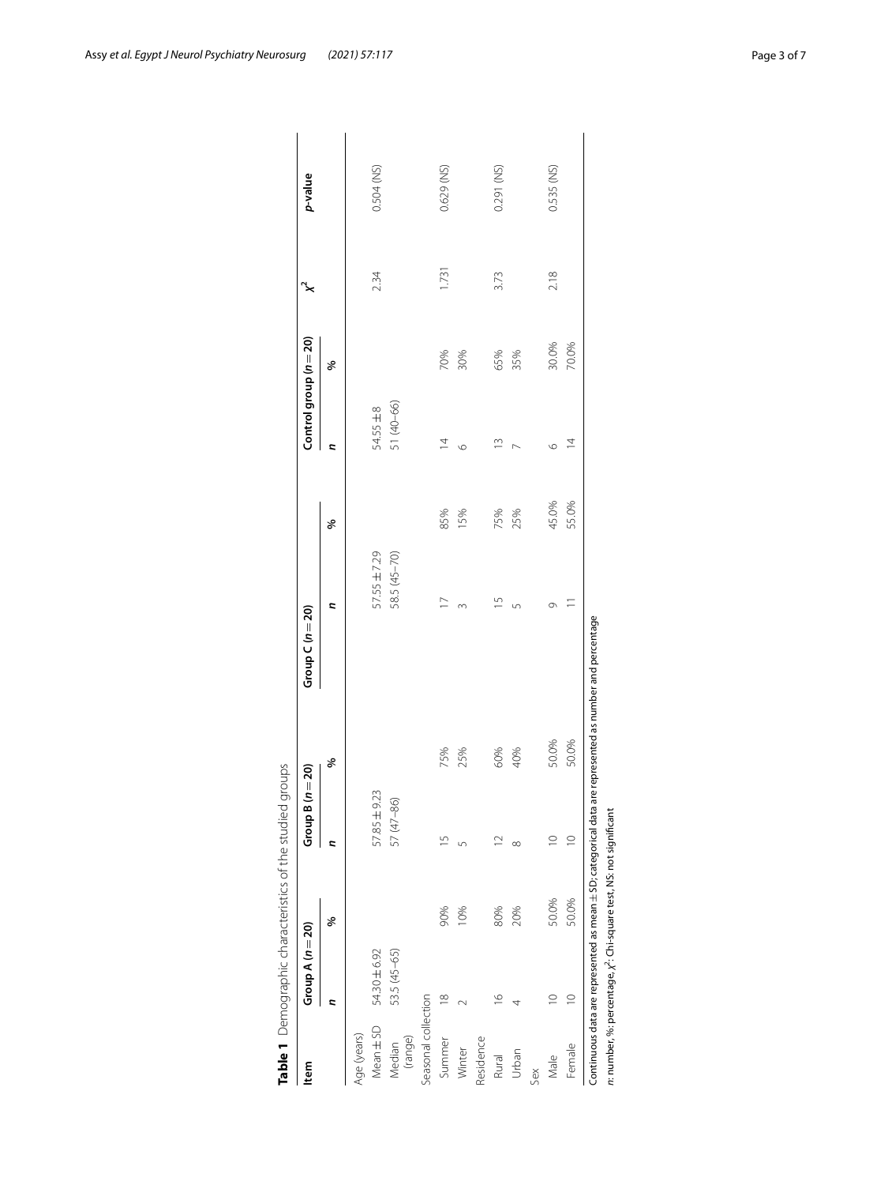**Table 1** Demographic characteristics of the studied groups

| Item | Group A (*n* = 20) | | Group B (*n* = 20) | | Group C (*n* = 20) | | Control group (*n* = 20) | | $\chi^2$ | *p*-value |
|---|---|---|---|---|---|---|---|---|---|---|
| | *n* | % | *n* | % | *n* | % | *n* | % | | |
| Age (years) | | | | | | | | | | |
| Mean ± SD | 54.30 ± 6.92 | | 57.85 ± 9.23 | | 57.55 ± 7.29 | | 54.55 ± 8 | | 2.34 | 0.504 (NS) |
| Median (range) | 53.5 (45–65) | | 57 (47–86) | | 58.5 (45–70) | | 51 (40–66) | | | |
| Seasonal collection | | | | | | | | | | |
| Summer | 18 | 90% | 15 | 75% | 17 | 85% | 14 | 70% | 1.731 | 0.629 (NS) |
| Winter | 2 | 10% | 5 | 25% | 3 | 15% | 6 | 30% | | |
| Residence | | | | | | | | | | |
| Rural | 16 | 80% | 12 | 60% | 15 | 75% | 13 | 65% | 3.73 | 0.291 (NS) |
| Urban | 4 | 20% | 8 | 40% | 5 | 25% | 7 | 35% | | |
| Sex | | | | | | | | | | |
| Male | 10 | 50.0% | 10 | 50.0% | 9 | 45.0% | 6 | 30.0% | 2.18 | 0.535 (NS) |
| Female | 10 | 50.0% | 10 | 50.0% | 11 | 55.0% | 14 | 70.0% | | |

Continuous data are represented as mean ± SD; categorical data are represented as number and percentage

*n*: number, %: percentage, $\chi^2$: Chi-square test, NS: not significant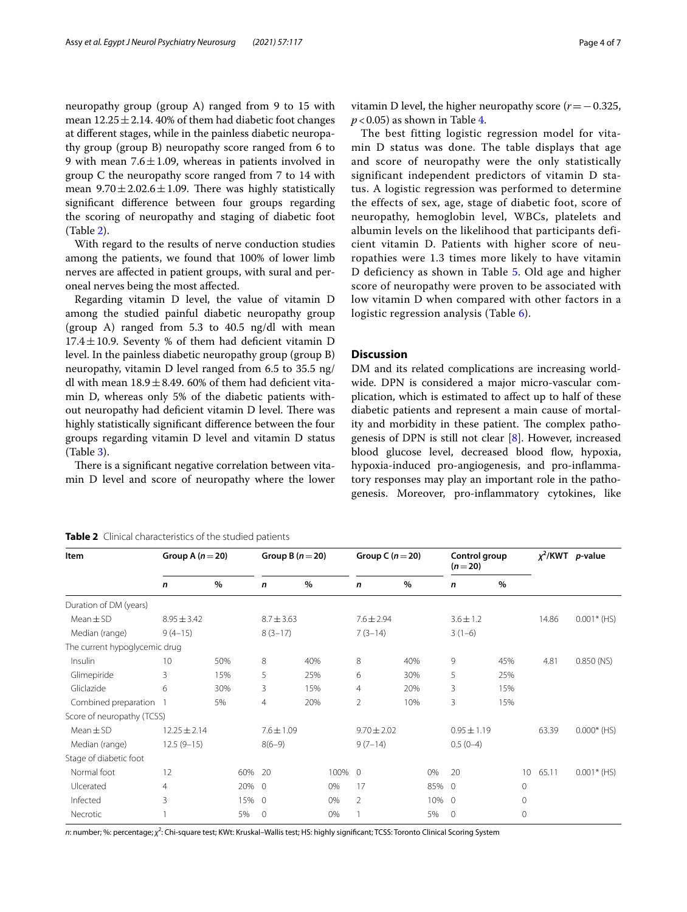neuropathy group (group A) ranged from 9 to 15 with mean 12.25 ± 2.14. 40% of them had diabetic foot changes at different stages, while in the painless diabetic neuropathy group (group B) neuropathy score ranged from 6 to 9 with mean 7.6 ± 1.09, whereas in patients involved in group C the neuropathy score ranged from 7 to 14 with mean 9.70 ± 2.02.6 ± 1.09. There was highly statistically significant difference between four groups regarding the scoring of neuropathy and staging of diabetic foot (Table 2).

With regard to the results of nerve conduction studies among the patients, we found that 100% of lower limb nerves are affected in patient groups, with sural and peroneal nerves being the most affected.

Regarding vitamin D level, the value of vitamin D among the studied painful diabetic neuropathy group (group A) ranged from 5.3 to 40.5 ng/dl with mean 17.4 ± 10.9. Seventy % of them had deficient vitamin D level. In the painless diabetic neuropathy group (group B) neuropathy, vitamin D level ranged from 6.5 to 35.5 ng/dl with mean 18.9 ± 8.49. 60% of them had deficient vitamin D, whereas only 5% of the diabetic patients without neuropathy had deficient vitamin D level. There was highly statistically significant difference between the four groups regarding vitamin D level and vitamin D status (Table 3).

There is a significant negative correlation between vitamin D level and score of neuropathy where the lower vitamin D level, the higher neuropathy score ($r = -0.325$, $p < 0.05$) as shown in Table 4.

The best fitting logistic regression model for vitamin D status was done. The table displays that age and score of neuropathy were the only statistically significant independent predictors of vitamin D status. A logistic regression was performed to determine the effects of sex, age, stage of diabetic foot, score of neuropathy, hemoglobin level, WBCs, platelets and albumin levels on the likelihood that participants deficient vitamin D. Patients with higher score of neuropathies were 1.3 times more likely to have vitamin D deficiency as shown in Table 5. Old age and higher score of neuropathy were proven to be associated with low vitamin D when compared with other factors in a logistic regression analysis (Table 6).

## Discussion

DM and its related complications are increasing worldwide. DPN is considered a major micro-vascular complication, which is estimated to affect up to half of these diabetic patients and represent a main cause of mortality and morbidity in these patient. The complex pathogenesis of DPN is still not clear [8]. However, increased blood glucose level, decreased blood flow, hypoxia, hypoxia-induced pro-angiogenesis, and pro-inflammatory responses may play an important role in the pathogenesis. Moreover, pro-inflammatory cytokines, like

**Table 2** Clinical characteristics of the studied patients

| Item | Group A (n = 20) | | Group B (n = 20) | | Group C (n = 20) | | Control group (n = 20) | | $\chi^2$/KWT | p-value |
|---|---|---|---|---|---|---|---|---|---|---|
| | n | % | n | % | n | % | n | % | | |
| Duration of DM (years) | | | | | | | | | | |
| Mean ± SD | 8.95 ± 3.42 | | 8.7 ± 3.63 | | 7.6 ± 2.94 | | 3.6 ± 1.2 | | 14.86 | 0.001* (HS) |
| Median (range) | 9 (4–15) | | 8 (3–17) | | 7 (3–14) | | 3 (1–6) | | | |
| The current hypoglycemic drug | | | | | | | | | | |
| Insulin | 10 | 50% | 8 | 40% | 8 | 40% | 9 | 45% | 4.81 | 0.850 (NS) |
| Glimepiride | 3 | 15% | 5 | 25% | 6 | 30% | 5 | 25% | | |
| Gliclazide | 6 | 30% | 3 | 15% | 4 | 20% | 3 | 15% | | |
| Combined preparation | 1 | 5% | 4 | 20% | 2 | 10% | 3 | 15% | | |
| Score of neuropathy (TCSS) | | | | | | | | | | |
| Mean ± SD | 12.25 ± 2.14 | | 7.6 ± 1.09 | | 9.70 ± 2.02 | | 0.95 ± 1.19 | | 63.39 | 0.000* (HS) |
| Median (range) | 12.5 (9–15) | | 8(6–9) | | 9 (7–14) | | 0.5 (0–4) | | | |
| Stage of diabetic foot | | | | | | | | | | |
| Normal foot | 12 | 60% | 20 | 100% | 0 | 0% | 20 | 10 | 65.11 | 0.001* (HS) |
| Ulcerated | 4 | 20% | 0 | 0% | 17 | 85% | 0 | 0 | | |
| Infected | 3 | 15% | 0 | 0% | 2 | 10% | 0 | 0 | | |
| Necrotic | 1 | 5% | 0 | 0% | 1 | 5% | 0 | 0 | | |

n: number; %: percentage; $\chi^2$: Chi-square test; KWt: Kruskal–Wallis test; HS: highly significant; TCSS: Toronto Clinical Scoring System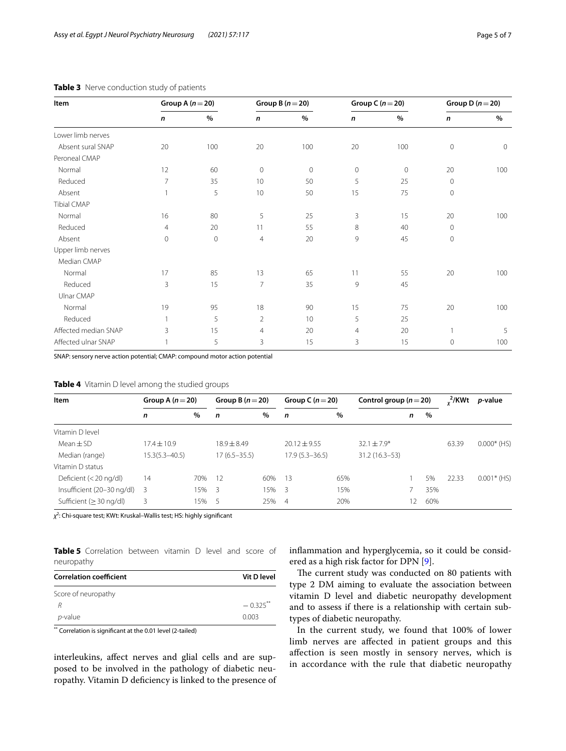**Table 3** Nerve conduction study of patients

| Item | Group A (n = 20) | | Group B (n = 20) | | Group C (n = 20) | | Group D (n = 20) | |
|---|---|---|---|---|---|---|---|---|
| | *n* | % | *n* | % | *n* | % | *n* | % |
| Lower limb nerves | | | | | | | | |
| Absent sural SNAP | 20 | 100 | 20 | 100 | 20 | 100 | 0 | 0 |
| Peroneal CMAP | | | | | | | | |
| Normal | 12 | 60 | 0 | 0 | 0 | 0 | 20 | 100 |
| Reduced | 7 | 35 | 10 | 50 | 5 | 25 | 0 | |
| Absent | 1 | 5 | 10 | 50 | 15 | 75 | 0 | |
| Tibial CMAP | | | | | | | | |
| Normal | 16 | 80 | 5 | 25 | 3 | 15 | 20 | 100 |
| Reduced | 4 | 20 | 11 | 55 | 8 | 40 | 0 | |
| Absent | 0 | 0 | 4 | 20 | 9 | 45 | 0 | |
| Upper limb nerves | | | | | | | | |
| Median CMAP | | | | | | | | |
| Normal | 17 | 85 | 13 | 65 | 11 | 55 | 20 | 100 |
| Reduced | 3 | 15 | 7 | 35 | 9 | 45 | | |
| Ulnar CMAP | | | | | | | | |
| Normal | 19 | 95 | 18 | 90 | 15 | 75 | 20 | 100 |
| Reduced | 1 | 5 | 2 | 10 | 5 | 25 | | |
| Affected median SNAP | 3 | 15 | 4 | 20 | 4 | 20 | 1 | 5 |
| Affected ulnar SNAP | 1 | 5 | 3 | 15 | 3 | 15 | 0 | 100 |

SNAP: sensory nerve action potential; CMAP: compound motor action potential

**Table 4** Vitamin D level among the studied groups

| Item | Group A (n = 20) | | Group B (n = 20) | | Group C (n = 20) | | Control group (n = 20) | | $\chi^2$/KWt | *p*-value |
|---|---|---|---|---|---|---|---|---|---|---|
| | *n* | % | *n* | % | *n* | % | *n* | % | | |
| Vitamin D level | | | | | | | | | | |
| Mean ± SD | 17.4 ± 10.9 | | 18.9 ± 8.49 | | 20.12 ± 9.55 | | 32.1 ± 7.9* | | 63.39 | 0.000* (HS) |
| Median (range) | 15.3(5.3–40.5) | | 17 (6.5–35.5) | | 17.9 (5.3–36.5) | | 31.2 (16.3–53) | | | |
| Vitamin D status | | | | | | | | | | |
| Deficient (< 20 ng/dl) | 14 | 70% | 12 | 60% | 13 | 65% | 1 | 5% | 22.33 | 0.001* (HS) |
| Insufficient (20–30 ng/dl) | 3 | 15% | 3 | 15% | 3 | 15% | 7 | 35% | | |
| Sufficient (≥ 30 ng/dl) | 3 | 15% | 5 | 25% | 4 | 20% | 12 | 60% | | |

$\chi^2$: Chi-square test; KWt: Kruskal–Wallis test; HS: highly significant

**Table 5** Correlation between vitamin D level and score of neuropathy

| Correlation coefficient | Vit D level |
|---|---|
| Score of neuropathy | |
| *R* | − 0.325** |
| *p*-value | 0.003 |

** Correlation is significant at the 0.01 level (2-tailed)

interleukins, affect nerves and glial cells and are supposed to be involved in the pathology of diabetic neuropathy. Vitamin D deficiency is linked to the presence of inflammation and hyperglycemia, so it could be considered as a high risk factor for DPN [9].

The current study was conducted on 80 patients with type 2 DM aiming to evaluate the association between vitamin D level and diabetic neuropathy development and to assess if there is a relationship with certain subtypes of diabetic neuropathy.

In the current study, we found that 100% of lower limb nerves are affected in patient groups and this affection is seen mostly in sensory nerves, which is in accordance with the rule that diabetic neuropathy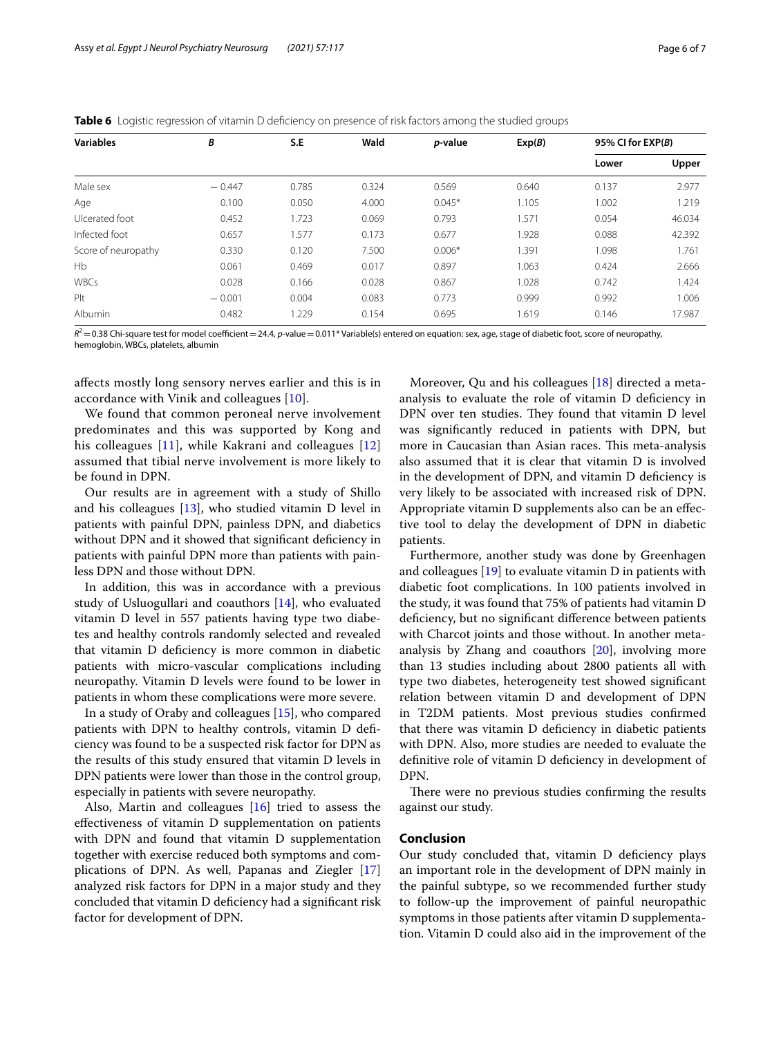**Table 6** Logistic regression of vitamin D deficiency on presence of risk factors among the studied groups

| Variables | *B* | S.E | Wald | *p*-value | Exp(*B*) | 95% CI for EXP(*B*) | |
|---|---|---|---|---|---|---|---|
| | | | | | | Lower | Upper |
| Male sex | − 0.447 | 0.785 | 0.324 | 0.569 | 0.640 | 0.137 | 2.977 |
| Age | 0.100 | 0.050 | 4.000 | 0.045* | 1.105 | 1.002 | 1.219 |
| Ulcerated foot | 0.452 | 1.723 | 0.069 | 0.793 | 1.571 | 0.054 | 46.034 |
| Infected foot | 0.657 | 1.577 | 0.173 | 0.677 | 1.928 | 0.088 | 42.392 |
| Score of neuropathy | 0.330 | 0.120 | 7.500 | 0.006* | 1.391 | 1.098 | 1.761 |
| Hb | 0.061 | 0.469 | 0.017 | 0.897 | 1.063 | 0.424 | 2.666 |
| WBCs | 0.028 | 0.166 | 0.028 | 0.867 | 1.028 | 0.742 | 1.424 |
| Plt | − 0.001 | 0.004 | 0.083 | 0.773 | 0.999 | 0.992 | 1.006 |
| Albumin | 0.482 | 1.229 | 0.154 | 0.695 | 1.619 | 0.146 | 17.987 |

$R^2 = 0.38$ Chi-square test for model coefficient = 24.4, *p*-value = 0.011* Variable(s) entered on equation: sex, age, stage of diabetic foot, score of neuropathy, hemoglobin, WBCs, platelets, albumin

affects mostly long sensory nerves earlier and this is in accordance with Vinik and colleagues [10].

We found that common peroneal nerve involvement predominates and this was supported by Kong and his colleagues [11], while Kakrani and colleagues [12] assumed that tibial nerve involvement is more likely to be found in DPN.

Our results are in agreement with a study of Shillo and his colleagues [13], who studied vitamin D level in patients with painful DPN, painless DPN, and diabetics without DPN and it showed that significant deficiency in patients with painful DPN more than patients with painless DPN and those without DPN.

In addition, this was in accordance with a previous study of Usluogullari and coauthors [14], who evaluated vitamin D level in 557 patients having type two diabetes and healthy controls randomly selected and revealed that vitamin D deficiency is more common in diabetic patients with micro-vascular complications including neuropathy. Vitamin D levels were found to be lower in patients in whom these complications were more severe.

In a study of Oraby and colleagues [15], who compared patients with DPN to healthy controls, vitamin D deficiency was found to be a suspected risk factor for DPN as the results of this study ensured that vitamin D levels in DPN patients were lower than those in the control group, especially in patients with severe neuropathy.

Also, Martin and colleagues [16] tried to assess the effectiveness of vitamin D supplementation on patients with DPN and found that vitamin D supplementation together with exercise reduced both symptoms and complications of DPN. As well, Papanas and Ziegler [17] analyzed risk factors for DPN in a major study and they concluded that vitamin D deficiency had a significant risk factor for development of DPN.

Moreover, Qu and his colleagues [18] directed a meta-analysis to evaluate the role of vitamin D deficiency in DPN over ten studies. They found that vitamin D level was significantly reduced in patients with DPN, but more in Caucasian than Asian races. This meta-analysis also assumed that it is clear that vitamin D is involved in the development of DPN, and vitamin D deficiency is very likely to be associated with increased risk of DPN. Appropriate vitamin D supplements also can be an effective tool to delay the development of DPN in diabetic patients.

Furthermore, another study was done by Greenhagen and colleagues [19] to evaluate vitamin D in patients with diabetic foot complications. In 100 patients involved in the study, it was found that 75% of patients had vitamin D deficiency, but no significant difference between patients with Charcot joints and those without. In another meta-analysis by Zhang and coauthors [20], involving more than 13 studies including about 2800 patients all with type two diabetes, heterogeneity test showed significant relation between vitamin D and development of DPN in T2DM patients. Most previous studies confirmed that there was vitamin D deficiency in diabetic patients with DPN. Also, more studies are needed to evaluate the definitive role of vitamin D deficiency in development of DPN.

There were no previous studies confirming the results against our study.

## Conclusion

Our study concluded that, vitamin D deficiency plays an important role in the development of DPN mainly in the painful subtype, so we recommended further study to follow-up the improvement of painful neuropathic symptoms in those patients after vitamin D supplementation. Vitamin D could also aid in the improvement of the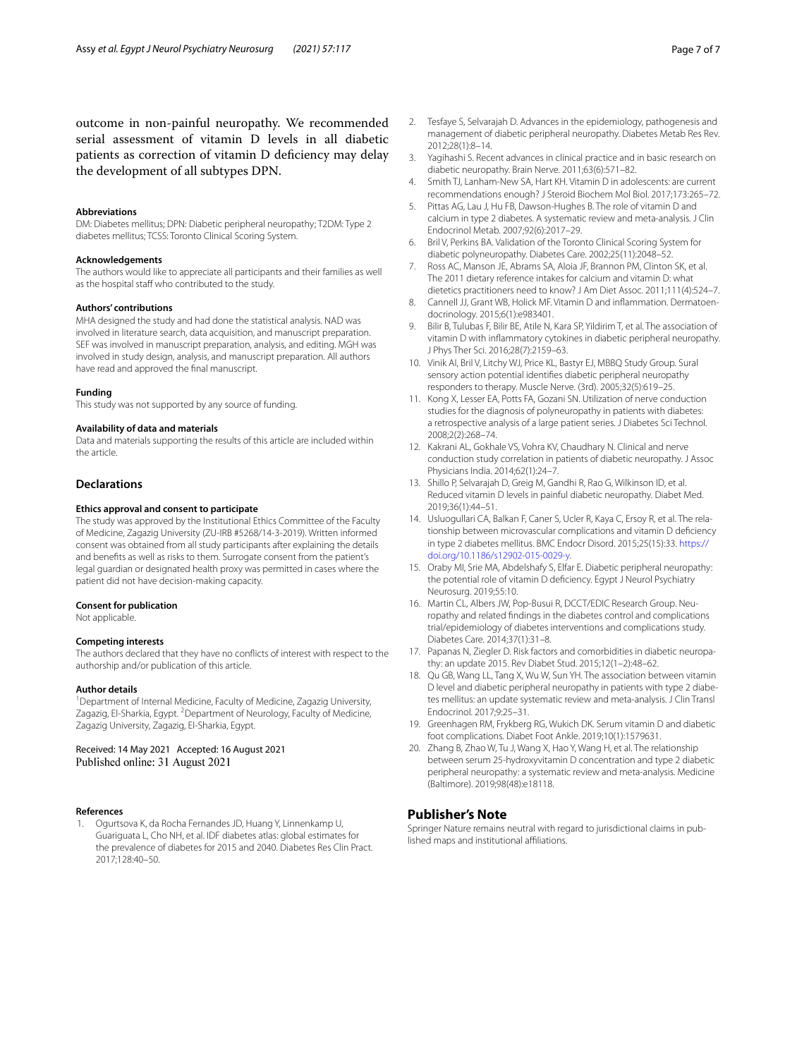outcome in non-painful neuropathy. We recommended serial assessment of vitamin D levels in all diabetic patients as correction of vitamin D deficiency may delay the development of all subtypes DPN.

#### Abbreviations

DM: Diabetes mellitus; DPN: Diabetic peripheral neuropathy; T2DM: Type 2 diabetes mellitus; TCSS: Toronto Clinical Scoring System.

#### Acknowledgements

The authors would like to appreciate all participants and their families as well as the hospital staff who contributed to the study.

#### Authors' contributions

MHA designed the study and had done the statistical analysis. NAD was involved in literature search, data acquisition, and manuscript preparation. SEF was involved in manuscript preparation, analysis, and editing. MGH was involved in study design, analysis, and manuscript preparation. All authors have read and approved the final manuscript.

#### Funding

This study was not supported by any source of funding.

#### Availability of data and materials

Data and materials supporting the results of this article are included within the article.

## Declarations

#### Ethics approval and consent to participate

The study was approved by the Institutional Ethics Committee of the Faculty of Medicine, Zagazig University (ZU-IRB #5268/14-3-2019). Written informed consent was obtained from all study participants after explaining the details and benefits as well as risks to them. Surrogate consent from the patient's legal guardian or designated health proxy was permitted in cases where the patient did not have decision-making capacity.

#### Consent for publication

Not applicable.

#### Competing interests

The authors declared that they have no conflicts of interest with respect to the authorship and/or publication of this article.

#### Author details

[1]Department of Internal Medicine, Faculty of Medicine, Zagazig University, Zagazig, El-Sharkia, Egypt. [2]Department of Neurology, Faculty of Medicine, Zagazig University, Zagazig, El-Sharkia, Egypt.

Received: 14 May 2021 Accepted: 16 August 2021
Published online: 31 August 2021

#### References

1. Ogurtsova K, da Rocha Fernandes JD, Huang Y, Linnenkamp U, Guariguata L, Cho NH, et al. IDF diabetes atlas: global estimates for the prevalence of diabetes for 2015 and 2040. Diabetes Res Clin Pract. 2017;128:40–50.
2. Tesfaye S, Selvarajah D. Advances in the epidemiology, pathogenesis and management of diabetic peripheral neuropathy. Diabetes Metab Res Rev. 2012;28(1):8–14.
3. Yagihashi S. Recent advances in clinical practice and in basic research on diabetic neuropathy. Brain Nerve. 2011;63(6):571–82.
4. Smith TJ, Lanham-New SA, Hart KH. Vitamin D in adolescents: are current recommendations enough? J Steroid Biochem Mol Biol. 2017;173:265–72.
5. Pittas AG, Lau J, Hu FB, Dawson-Hughes B. The role of vitamin D and calcium in type 2 diabetes. A systematic review and meta-analysis. J Clin Endocrinol Metab. 2007;92(6):2017–29.
6. Bril V, Perkins BA. Validation of the Toronto Clinical Scoring System for diabetic polyneuropathy. Diabetes Care. 2002;25(11):2048–52.
7. Ross AC, Manson JE, Abrams SA, Aloia JF, Brannon PM, Clinton SK, et al. The 2011 dietary reference intakes for calcium and vitamin D: what dietetics practitioners need to know? J Am Diet Assoc. 2011;111(4):524–7.
8. Cannell JJ, Grant WB, Holick MF. Vitamin D and inflammation. Dermatoendocrinology. 2015;6(1):e983401.
9. Bilir B, Tulubas F, Bilir BE, Atile N, Kara SP, Yildirim T, et al. The association of vitamin D with inflammatory cytokines in diabetic peripheral neuropathy. J Phys Ther Sci. 2016;28(7):2159–63.
10. Vinik AI, Bril V, Litchy WJ, Price KL, Bastyr EJ, MBBQ Study Group. Sural sensory action potential identifies diabetic peripheral neuropathy responders to therapy. Muscle Nerve. (3rd). 2005;32(5):619–25.
11. Kong X, Lesser EA, Potts FA, Gozani SN. Utilization of nerve conduction studies for the diagnosis of polyneuropathy in patients with diabetes: a retrospective analysis of a large patient series. J Diabetes Sci Technol. 2008;2(2):268–74.
12. Kakrani AL, Gokhale VS, Vohra KV, Chaudhary N. Clinical and nerve conduction study correlation in patients of diabetic neuropathy. J Assoc Physicians India. 2014;62(1):24–7.
13. Shillo P, Selvarajah D, Greig M, Gandhi R, Rao G, Wilkinson ID, et al. Reduced vitamin D levels in painful diabetic neuropathy. Diabet Med. 2019;36(1):44–51.
14. Usluogullari CA, Balkan F, Caner S, Ucler R, Kaya C, Ersoy R, et al. The relationship between microvascular complications and vitamin D deficiency in type 2 diabetes mellitus. BMC Endocr Disord. 2015;25(15):33. https://doi.org/10.1186/s12902-015-0029-y.
15. Oraby MI, Srie MA, Abdelshafy S, Elfar E. Diabetic peripheral neuropathy: the potential role of vitamin D deficiency. Egypt J Neurol Psychiatry Neurosurg. 2019;55:10.
16. Martin CL, Albers JW, Pop-Busui R, DCCT/EDIC Research Group. Neuropathy and related findings in the diabetes control and complications trial/epidemiology of diabetes interventions and complications study. Diabetes Care. 2014;37(1):31–8.
17. Papanas N, Ziegler D. Risk factors and comorbidities in diabetic neuropathy: an update 2015. Rev Diabet Stud. 2015;12(1–2):48–62.
18. Qu GB, Wang LL, Tang X, Wu W, Sun YH. The association between vitamin D level and diabetic peripheral neuropathy in patients with type 2 diabetes mellitus: an update systematic review and meta-analysis. J Clin Transl Endocrinol. 2017;9:25–31.
19. Greenhagen RM, Frykberg RG, Wukich DK. Serum vitamin D and diabetic foot complications. Diabet Foot Ankle. 2019;10(1):1579631.
20. Zhang B, Zhao W, Tu J, Wang X, Hao Y, Wang H, et al. The relationship between serum 25-hydroxyvitamin D concentration and type 2 diabetic peripheral neuropathy: a systematic review and meta-analysis. Medicine (Baltimore). 2019;98(48):e18118.

## Publisher's Note

Springer Nature remains neutral with regard to jurisdictional claims in published maps and institutional affiliations.